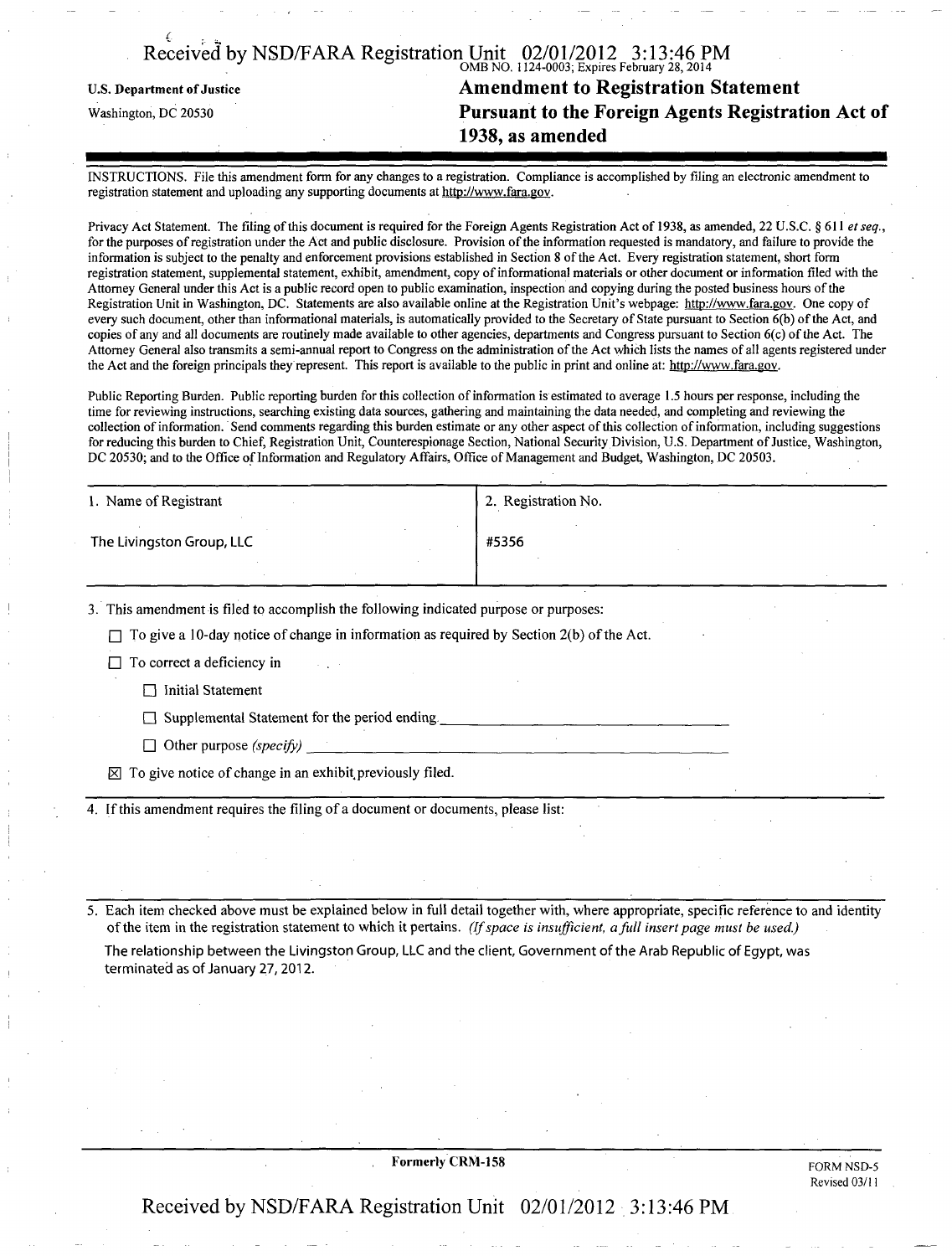Received by NSD/FARA Registration Unit 02/01/2012 3:13:46 PM

OMB NO. 1124-0003; Expires February 28, 2014

**U.S. Department of Justice**

Washington, DC 20530

# Amendment to Registration Statement Pursuant to the Foreign Agents Registration Act of 1938, as amended

INSTRUCTIONS. File this amendment form for any changes to a registration. Compliance is accomplished by filing an electronic amendment to registration statement and uploading any supporting documents at http://www.fara.gov.

Privacy Act Statement. The filing of this document is required for the Foreign Agents Registration Act of 1938, as amended, 22 U.S.C. § 611 *et seq.*, for the purposes of registration under the Act and public disclosure. Provision of the information requested is mandatory, and failure to provide the information is subject to the penalty and enforcement provisions established in Section 8 of the Act. Every registration statement, short form registration statement, supplemental statement, exhibit, amendment, copy of informational materials or other document or information filed with the Attorney General under this Act is a public record open to public examination, inspection and copying during the posted business hours of the Registration Unit in Washington, DC. Statements are also available online at the Registration Unit's webpage: http://www.fara.gov. One copy of every such document, other than informational materials, is automatically provided to the Secretary of State pursuant to Section 6(b) of the Act, and copies of any and all documents are routinely made available to other agencies, departments and Congress pursuant to Section 6(c) of the Act. The Attorney General also transmits a semi-annual report to Congress on the administration of the Act which lists the names of all agents registered under the Act and the foreign principals they represent. This report is available to the public in print and online at: http://www.fara.gov.

Public Reporting Burden. Public reporting burden for this collection of information is estimated to average 1.5 hours per response, including the time for reviewing instructions, searching existing data sources, gathering and maintaining the data needed, and completing and reviewing the collection of information. Send comments regarding this burden estimate or any other aspect of this collection of information, including suggestions for reducing this burden to Chief, Registration Unit, Counterespionage Section, National Security Division, U.S. Department of Justice, Washington, DC 20530; and to the Office of Information and Regulatory Affairs, Office of Management and Budget, Washington, DC 20503.

| 1. Name of Registrant | 2. Registration No. |
|---|---|
| The Livingston Group, LLC | #5356 |

3. This amendment is filed to accomplish the following indicated purpose or purposes:

- ☐ To give a 10-day notice of change in information as required by Section 2(b) of the Act.
- ☐ To correct a deficiency in
  - ☐ Initial Statement
  - ☐ Supplemental Statement for the period ending ____________________
  - ☐ Other purpose *(specify)* ____________________
- ☒ To give notice of change in an exhibit previously filed.

4. If this amendment requires the filing of a document or documents, please list:

5. Each item checked above must be explained below in full detail together with, where appropriate, specific reference to and identity of the item in the registration statement to which it pertains. *(If space is insufficient, a full insert page must be used.)*

The relationship between the Livingston Group, LLC and the client, Government of the Arab Republic of Egypt, was terminated as of January 27, 2012.

**Formerly CRM-158**

FORM NSD-5
Revised 03/11

Received by NSD/FARA Registration Unit 02/01/2012 3:13:46 PM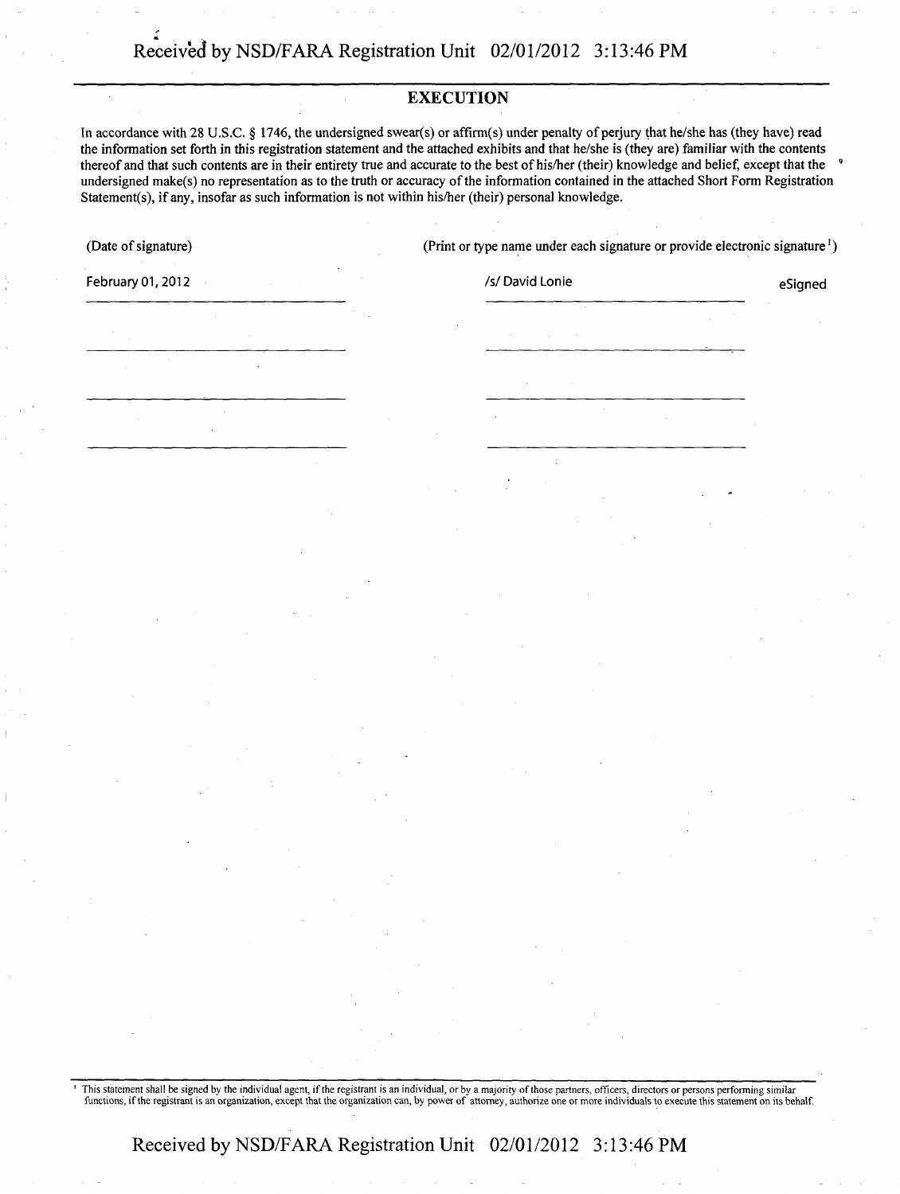## EXECUTION

In accordance with 28 U.S.C. § 1746, the undersigned swear(s) or affirm(s) under penalty of perjury that he/she has (they have) read the information set forth in this registration statement and the attached exhibits and that he/she is (they are) familiar with the contents thereof and that such contents are in their entirety true and accurate to the best of his/her (their) knowledge and belief, except that the undersigned make(s) no representation as to the truth or accuracy of the information contained in the attached Short Form Registration Statement(s), if any, insofar as such information is not within his/her (their) personal knowledge.

| (Date of signature) | (Print or type name under each signature or provide electronic signature[1]) | |
|---|---|---|
| February 01, 2012 | /s/ David Lonie | eSigned |
| | | |
| | | |
| | | |

[1] This statement shall be signed by the individual agent, if the registrant is an individual, or by a majority of those partners, officers, directors or persons performing similar functions, if the registrant is an organization, except that the organization can, by power of attorney, authorize one or more individuals to execute this statement on its behalf.